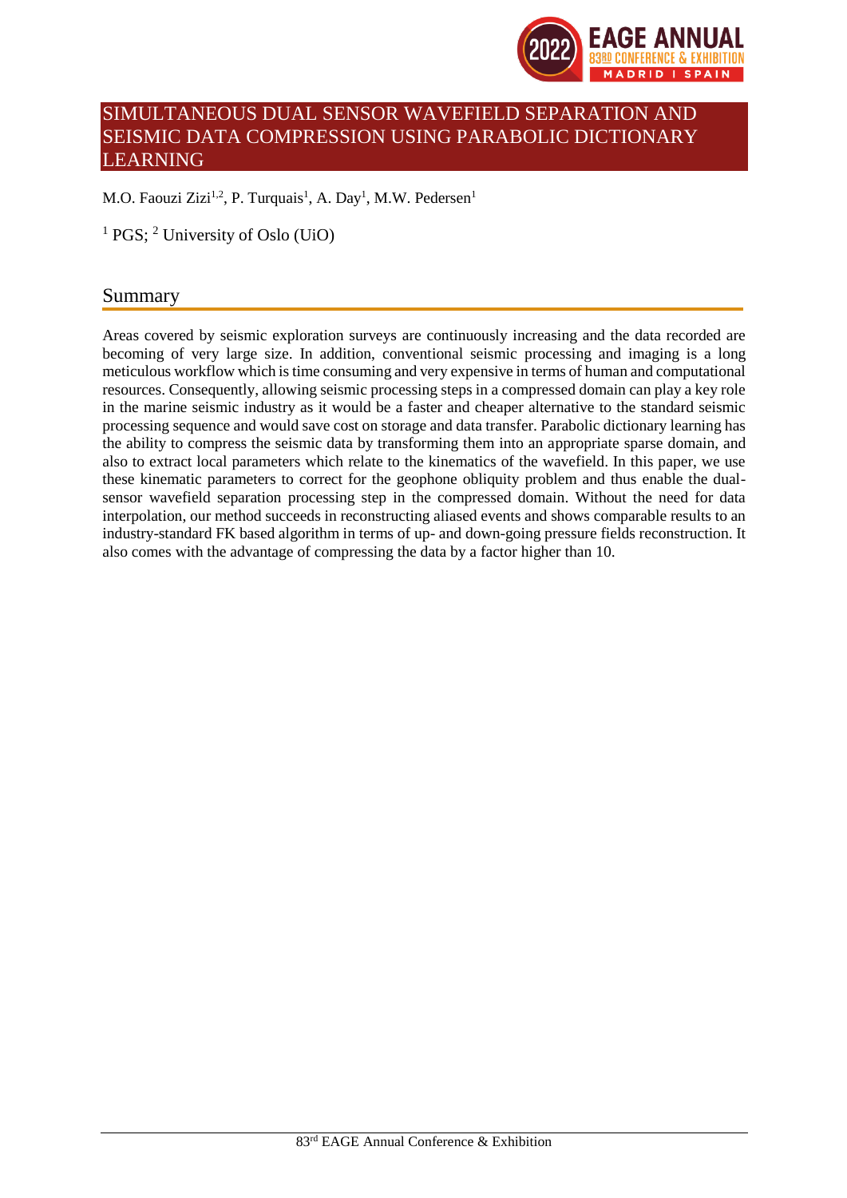# SIMULTANEOUS DUAL SENSOR WAVEFIELD SEPARATION AND SEISMIC DATA COMPRESSION USING PARABOLIC DICTIONARY LEARNING

M.O. Faouzi Zizi[1,2], P. Turquais[1], A. Day[1], M.W. Pedersen[1]

[1] PGS; [2] University of Oslo (UiO)

## Summary

Areas covered by seismic exploration surveys are continuously increasing and the data recorded are becoming of very large size. In addition, conventional seismic processing and imaging is a long meticulous workflow which is time consuming and very expensive in terms of human and computational resources. Consequently, allowing seismic processing steps in a compressed domain can play a key role in the marine seismic industry as it would be a faster and cheaper alternative to the standard seismic processing sequence and would save cost on storage and data transfer. Parabolic dictionary learning has the ability to compress the seismic data by transforming them into an appropriate sparse domain, and also to extract local parameters which relate to the kinematics of the wavefield. In this paper, we use these kinematic parameters to correct for the geophone obliquity problem and thus enable the dual-sensor wavefield separation processing step in the compressed domain. Without the need for data interpolation, our method succeeds in reconstructing aliased events and shows comparable results to an industry-standard FK based algorithm in terms of up- and down-going pressure fields reconstruction. It also comes with the advantage of compressing the data by a factor higher than 10.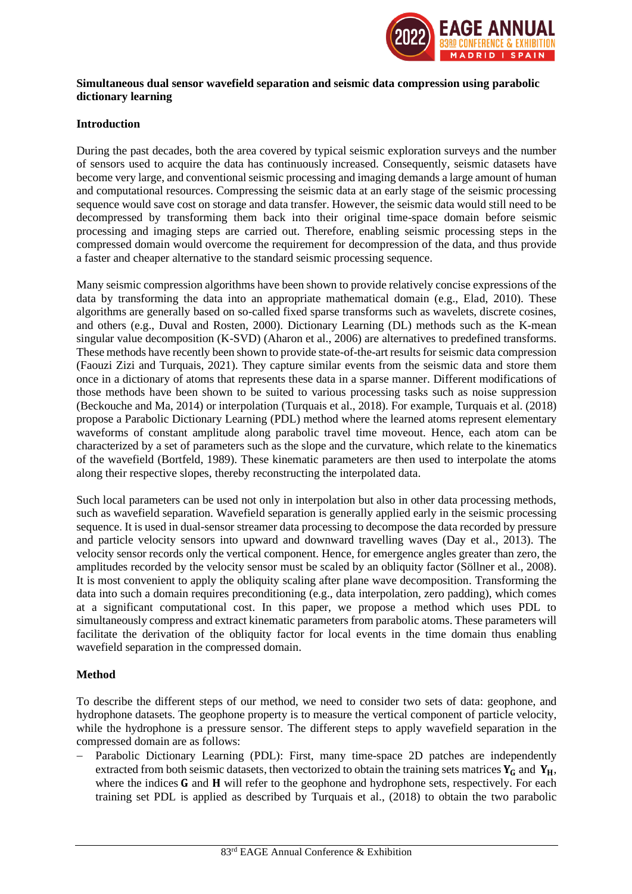**Simultaneous dual sensor wavefield separation and seismic data compression using parabolic dictionary learning**

**Introduction**

During the past decades, both the area covered by typical seismic exploration surveys and the number of sensors used to acquire the data has continuously increased. Consequently, seismic datasets have become very large, and conventional seismic processing and imaging demands a large amount of human and computational resources. Compressing the seismic data at an early stage of the seismic processing sequence would save cost on storage and data transfer. However, the seismic data would still need to be decompressed by transforming them back into their original time-space domain before seismic processing and imaging steps are carried out. Therefore, enabling seismic processing steps in the compressed domain would overcome the requirement for decompression of the data, and thus provide a faster and cheaper alternative to the standard seismic processing sequence.

Many seismic compression algorithms have been shown to provide relatively concise expressions of the data by transforming the data into an appropriate mathematical domain (e.g., Elad, 2010). These algorithms are generally based on so-called fixed sparse transforms such as wavelets, discrete cosines, and others (e.g., Duval and Rosten, 2000). Dictionary Learning (DL) methods such as the K-mean singular value decomposition (K-SVD) (Aharon et al., 2006) are alternatives to predefined transforms. These methods have recently been shown to provide state-of-the-art results for seismic data compression (Faouzi Zizi and Turquais, 2021). They capture similar events from the seismic data and store them once in a dictionary of atoms that represents these data in a sparse manner. Different modifications of those methods have been shown to be suited to various processing tasks such as noise suppression (Beckouche and Ma, 2014) or interpolation (Turquais et al., 2018). For example, Turquais et al. (2018) propose a Parabolic Dictionary Learning (PDL) method where the learned atoms represent elementary waveforms of constant amplitude along parabolic travel time moveout. Hence, each atom can be characterized by a set of parameters such as the slope and the curvature, which relate to the kinematics of the wavefield (Bortfeld, 1989). These kinematic parameters are then used to interpolate the atoms along their respective slopes, thereby reconstructing the interpolated data.

Such local parameters can be used not only in interpolation but also in other data processing methods, such as wavefield separation. Wavefield separation is generally applied early in the seismic processing sequence. It is used in dual-sensor streamer data processing to decompose the data recorded by pressure and particle velocity sensors into upward and downward travelling waves (Day et al., 2013). The velocity sensor records only the vertical component. Hence, for emergence angles greater than zero, the amplitudes recorded by the velocity sensor must be scaled by an obliquity factor (Söllner et al., 2008). It is most convenient to apply the obliquity scaling after plane wave decomposition. Transforming the data into such a domain requires preconditioning (e.g., data interpolation, zero padding), which comes at a significant computational cost. In this paper, we propose a method which uses PDL to simultaneously compress and extract kinematic parameters from parabolic atoms. These parameters will facilitate the derivation of the obliquity factor for local events in the time domain thus enabling wavefield separation in the compressed domain.

**Method**

To describe the different steps of our method, we need to consider two sets of data: geophone, and hydrophone datasets. The geophone property is to measure the vertical component of particle velocity, while the hydrophone is a pressure sensor. The different steps to apply wavefield separation in the compressed domain are as follows:

- Parabolic Dictionary Learning (PDL): First, many time-space 2D patches are independently extracted from both seismic datasets, then vectorized to obtain the training sets matrices $\mathbf{Y_G}$ and $\mathbf{Y_H}$, where the indices $\mathbf{G}$ and $\mathbf{H}$ will refer to the geophone and hydrophone sets, respectively. For each training set PDL is applied as described by Turquais et al., (2018) to obtain the two parabolic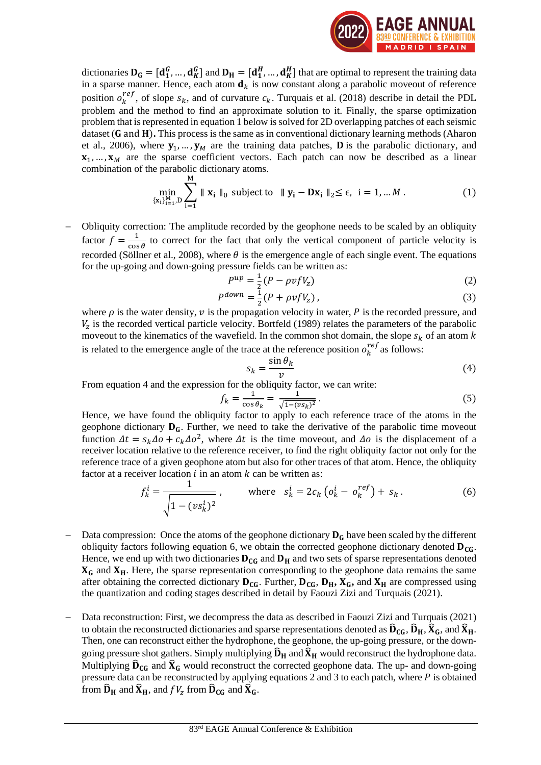dictionaries $\mathbf{D_G} = [\mathbf{d_1^G}, \ldots, \mathbf{d_K^G}]$ and $\mathbf{D_H} = [\mathbf{d_1^H}, \ldots, \mathbf{d_K^H}]$ that are optimal to represent the training data in a sparse manner. Hence, each atom $\mathbf{d}_k$ is now constant along a parabolic moveout of reference position $o_k^{ref}$, of slope $s_k$, and of curvature $c_k$. Turquais et al. (2018) describe in detail the PDL problem and the method to find an approximate solution to it. Finally, the sparse optimization problem that is represented in equation 1 below is solved for 2D overlapping patches of each seismic dataset (**G** and **H**)**.** This process is the same as in conventional dictionary learning methods (Aharon et al., 2006), where $\mathbf{y}_1, \ldots, \mathbf{y}_M$ are the training data patches, $\mathbf{D}$ is the parabolic dictionary, and $\mathbf{x}_1, \ldots, \mathbf{x}_M$ are the sparse coefficient vectors. Each patch can now be described as a linear combination of the parabolic dictionary atoms.

$$\min_{\{\mathbf{x_i}\}_{i=1}^{M}, \mathrm{D}} \sum_{i=1}^{M} \parallel \mathbf{x_i} \parallel_0 \text{ subject to } \parallel \mathbf{y_i} - \mathbf{D}\mathbf{x_i} \parallel_2 \leq \epsilon, \;\; i = 1, \ldots M\,. \tag{1}$$

- Obliquity correction: The amplitude recorded by the geophone needs to be scaled by an obliquity factor $f = \frac{1}{\cos\theta}$ to correct for the fact that only the vertical component of particle velocity is recorded (Söllner et al., 2008), where $\theta$ is the emergence angle of each single event. The equations for the up-going and down-going pressure fields can be written as:

$$P^{up} = \frac{1}{2}(P - \rho v f V_z) \tag{2}$$

$$P^{down} = \frac{1}{2}(P + \rho v f V_z)\,, \tag{3}$$

where $\rho$ is the water density, $v$ is the propagation velocity in water, $P$ is the recorded pressure, and $V_z$ is the recorded vertical particle velocity. Bortfeld (1989) relates the parameters of the parabolic moveout to the kinematics of the wavefield. In the common shot domain, the slope $s_k$ of an atom $k$ is related to the emergence angle of the trace at the reference position $o_k^{ref}$ as follows:

$$s_k = \frac{\sin\theta_k}{v} \tag{4}$$

From equation 4 and the expression for the obliquity factor, we can write:

$$f_k = \frac{1}{\cos\theta_k} = \frac{1}{\sqrt{1-(v s_k)^2}}\,. \tag{5}$$

Hence, we have found the obliquity factor to apply to each reference trace of the atoms in the geophone dictionary $\mathbf{D_G}$. Further, we need to take the derivative of the parabolic time moveout function $\Delta t = s_k \Delta o + c_k \Delta o^2$, where $\Delta t$ is the time moveout, and $\Delta o$ is the displacement of a receiver location relative to the reference receiver, to find the right obliquity factor not only for the reference trace of a given geophone atom but also for other traces of that atom. Hence, the obliquity factor at a receiver location $i$ in an atom $k$ can be written as:

$$f_k^i = \frac{1}{\sqrt{1-(v s_k^i)^2}}\,, \qquad \text{where} \quad s_k^i = 2c_k\left(o_k^i - o_k^{ref}\right) + s_k\,. \tag{6}$$

- Data compression: Once the atoms of the geophone dictionary $\mathbf{D_G}$ have been scaled by the different obliquity factors following equation 6, we obtain the corrected geophone dictionary denoted $\mathbf{D_{CG}}$. Hence, we end up with two dictionaries $\mathbf{D_{CG}}$ and $\mathbf{D_H}$ and two sets of sparse representations denoted $\mathbf{X_G}$ and $\mathbf{X_H}$. Here, the sparse representation corresponding to the geophone data remains the same after obtaining the corrected dictionary $\mathbf{D_{CG}}$. Further, $\mathbf{D_{CG}}$, $\mathbf{D_H}$, $\mathbf{X_G}$, and $\mathbf{X_H}$ are compressed using the quantization and coding stages described in detail by Faouzi Zizi and Turquais (2021).

- Data reconstruction: First, we decompress the data as described in Faouzi Zizi and Turquais (2021) to obtain the reconstructed dictionaries and sparse representations denoted as $\widehat{\mathbf{D}}_{\mathbf{CG}}$, $\widehat{\mathbf{D}}_{\mathbf{H}}$, $\widehat{\mathbf{X}}_{\mathbf{G}}$, and $\widehat{\mathbf{X}}_{\mathbf{H}}$. Then, one can reconstruct either the hydrophone, the geophone, the up-going pressure, or the down-going pressure shot gathers. Simply multiplying $\widehat{\mathbf{D}}_{\mathbf{H}}$ and $\widehat{\mathbf{X}}_{\mathbf{H}}$ would reconstruct the hydrophone data. Multiplying $\widehat{\mathbf{D}}_{\mathbf{CG}}$ and $\widehat{\mathbf{X}}_{\mathbf{G}}$ would reconstruct the corrected geophone data. The up- and down-going pressure data can be reconstructed by applying equations 2 and 3 to each patch, where $P$ is obtained from $\widehat{\mathbf{D}}_{\mathbf{H}}$ and $\widehat{\mathbf{X}}_{\mathbf{H}}$, and $f V_z$ from $\widehat{\mathbf{D}}_{\mathbf{CG}}$ and $\widehat{\mathbf{X}}_{\mathbf{G}}$.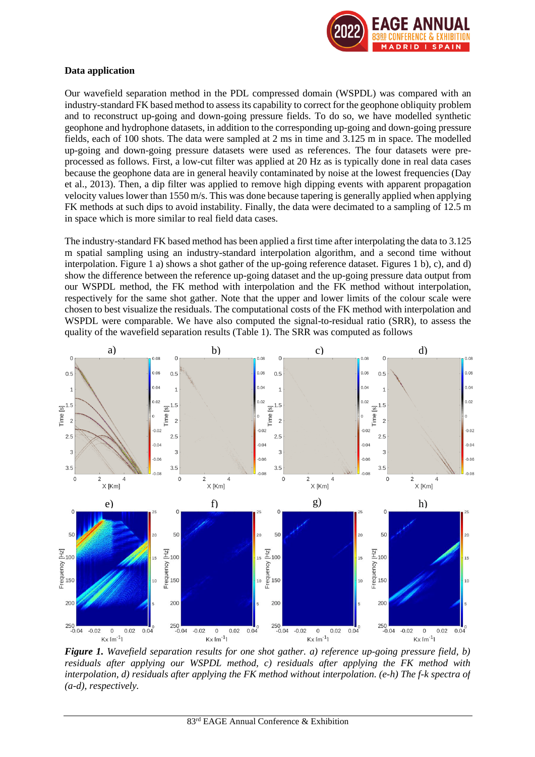## Data application

Our wavefield separation method in the PDL compressed domain (WSPDL) was compared with an industry-standard FK based method to assess its capability to correct for the geophone obliquity problem and to reconstruct up-going and down-going pressure fields. To do so, we have modelled synthetic geophone and hydrophone datasets, in addition to the corresponding up-going and down-going pressure fields, each of 100 shots. The data were sampled at 2 ms in time and 3.125 m in space. The modelled up-going and down-going pressure datasets were used as references. The four datasets were pre-processed as follows. First, a low-cut filter was applied at 20 Hz as is typically done in real data cases because the geophone data are in general heavily contaminated by noise at the lowest frequencies (Day et al., 2013). Then, a dip filter was applied to remove high dipping events with apparent propagation velocity values lower than 1550 m/s. This was done because tapering is generally applied when applying FK methods at such dips to avoid instability. Finally, the data were decimated to a sampling of 12.5 m in space which is more similar to real field data cases.

The industry-standard FK based method has been applied a first time after interpolating the data to 3.125 m spatial sampling using an industry-standard interpolation algorithm, and a second time without interpolation. Figure 1 a) shows a shot gather of the up-going reference dataset. Figures 1 b), c), and d) show the difference between the reference up-going dataset and the up-going pressure data output from our WSPDL method, the FK method with interpolation and the FK method without interpolation, respectively for the same shot gather. Note that the upper and lower limits of the colour scale were chosen to best visualize the residuals. The computational costs of the FK method with interpolation and WSPDL were comparable. We have also computed the signal-to-residual ratio (SRR), to assess the quality of the wavefield separation results (Table 1). The SRR was computed as follows

***Figure 1.*** *Wavefield separation results for one shot gather. a) reference up-going pressure field, b) residuals after applying our WSPDL method, c) residuals after applying the FK method with interpolation, d) residuals after applying the FK method without interpolation. (e-h) The f-k spectra of (a-d), respectively.*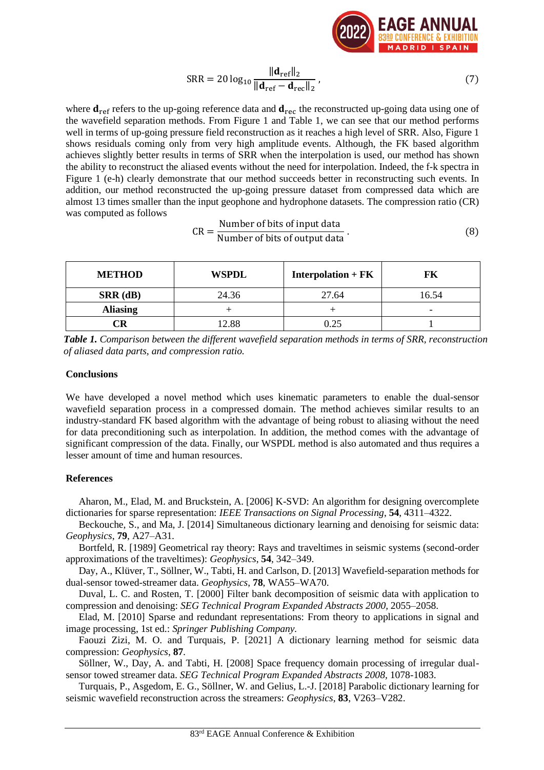$$\mathrm{SRR} = 20\log_{10}\frac{\|\mathbf{d}_{\mathrm{ref}}\|_2}{\|\mathbf{d}_{\mathrm{ref}} - \mathbf{d}_{\mathrm{rec}}\|_2}, \tag{7}$$

where $\mathbf{d}_{\mathrm{ref}}$ refers to the up-going reference data and $\mathbf{d}_{\mathrm{rec}}$ the reconstructed up-going data using one of the wavefield separation methods. From Figure 1 and Table 1, we can see that our method performs well in terms of up-going pressure field reconstruction as it reaches a high level of SRR. Also, Figure 1 shows residuals coming only from very high amplitude events. Although, the FK based algorithm achieves slightly better results in terms of SRR when the interpolation is used, our method has shown the ability to reconstruct the aliased events without the need for interpolation. Indeed, the f-k spectra in Figure 1 (e-h) clearly demonstrate that our method succeeds better in reconstructing such events. In addition, our method reconstructed the up-going pressure dataset from compressed data which are almost 13 times smaller than the input geophone and hydrophone datasets. The compression ratio (CR) was computed as follows

$$\mathrm{CR} = \frac{\text{Number of bits of input data}}{\text{Number of bits of output data}}. \tag{8}$$

| METHOD | WSPDL | Interpolation + FK | FK |
|---|---|---|---|
| **SRR (dB)** | 24.36 | 27.64 | 16.54 |
| **Aliasing** | + | + | - |
| **CR** | 12.88 | 0.25 | 1 |

***Table 1.*** *Comparison between the different wavefield separation methods in terms of SRR, reconstruction of aliased data parts, and compression ratio.*

## Conclusions

We have developed a novel method which uses kinematic parameters to enable the dual-sensor wavefield separation process in a compressed domain. The method achieves similar results to an industry-standard FK based algorithm with the advantage of being robust to aliasing without the need for data preconditioning such as interpolation. In addition, the method comes with the advantage of significant compression of the data. Finally, our WSPDL method is also automated and thus requires a lesser amount of time and human resources.

## References

Aharon, M., Elad, M. and Bruckstein, A. [2006] K-SVD: An algorithm for designing overcomplete dictionaries for sparse representation: *IEEE Transactions on Signal Processing*, **54**, 4311–4322.

Beckouche, S., and Ma, J. [2014] Simultaneous dictionary learning and denoising for seismic data: *Geophysics*, **79**, A27–A31.

Bortfeld, R. [1989] Geometrical ray theory: Rays and traveltimes in seismic systems (second-order approximations of the traveltimes): *Geophysics*, **54**, 342–349.

Day, A., Klüver, T., Söllner, W., Tabti, H. and Carlson, D. [2013] Wavefield-separation methods for dual-sensor towed-streamer data. *Geophysics*, **78**, WA55–WA70.

Duval, L. C. and Rosten, T. [2000] Filter bank decomposition of seismic data with application to compression and denoising: *SEG Technical Program Expanded Abstracts 2000*, 2055–2058.

Elad, M. [2010] Sparse and redundant representations: From theory to applications in signal and image processing, 1st ed.: *Springer Publishing Company*.

Faouzi Zizi, M. O. and Turquais, P. [2021] A dictionary learning method for seismic data compression: *Geophysics*, **87**.

Söllner, W., Day, A. and Tabti, H. [2008] Space frequency domain processing of irregular dual-sensor towed streamer data. *SEG Technical Program Expanded Abstracts 2008*, 1078-1083.

Turquais, P., Asgedom, E. G., Söllner, W. and Gelius, L.-J. [2018] Parabolic dictionary learning for seismic wavefield reconstruction across the streamers: *Geophysics*, **83**, V263–V282.